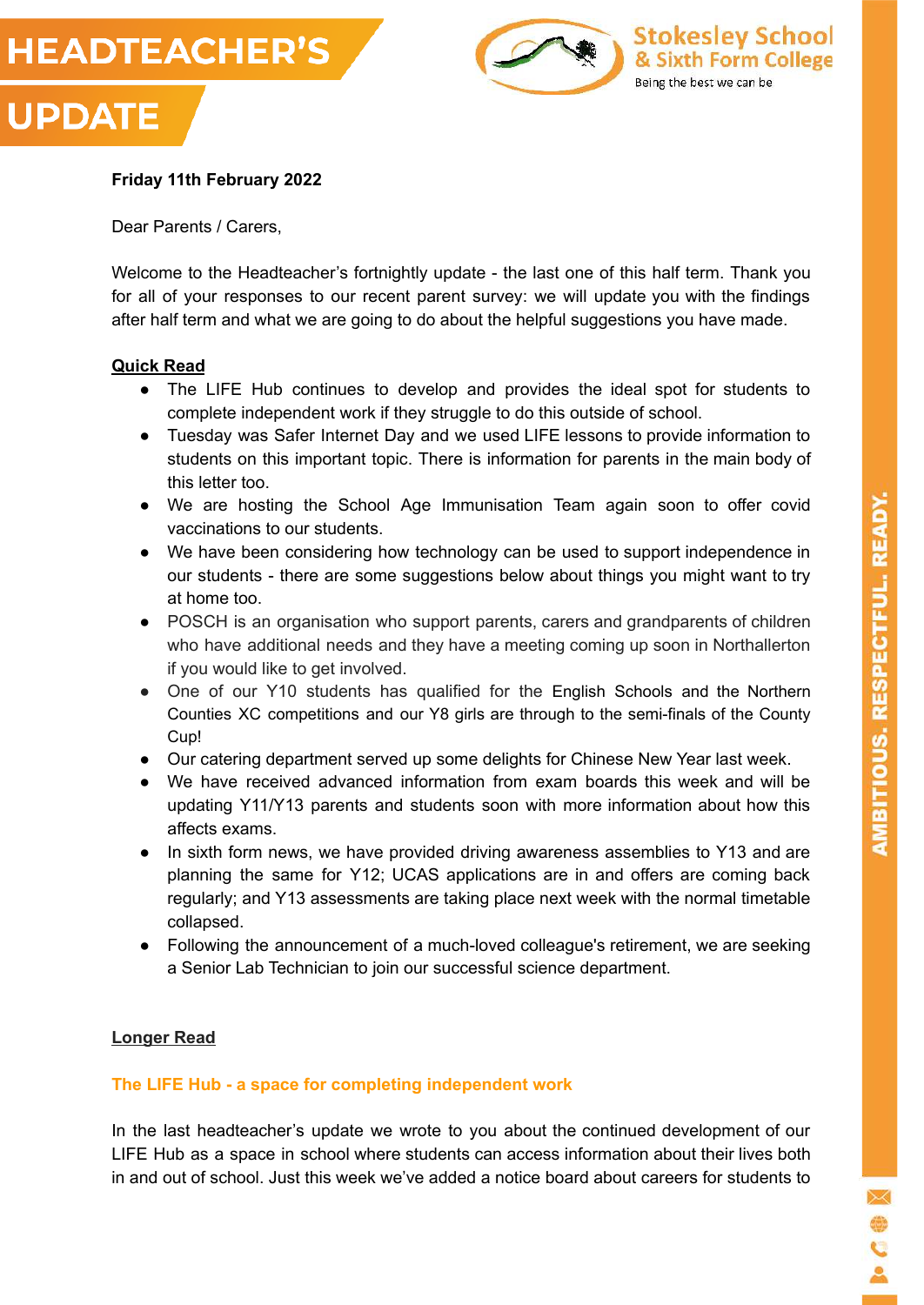# HEADTEACHER'S UPDATE

Stokesley School & Sixth Form College

Being the best we can be

**Friday 11th February 2022**

Dear Parents / Carers,

Welcome to the Headteacher's fortnightly update - the last one of this half term. Thank you for all of your responses to our recent parent survey: we will update you with the findings after half term and what we are going to do about the helpful suggestions you have made.

## Quick Read

- The LIFE Hub continues to develop and provides the ideal spot for students to complete independent work if they struggle to do this outside of school.
- Tuesday was Safer Internet Day and we used LIFE lessons to provide information to students on this important topic. There is information for parents in the main body of this letter too.
- We are hosting the School Age Immunisation Team again soon to offer covid vaccinations to our students.
- We have been considering how technology can be used to support independence in our students - there are some suggestions below about things you might want to try at home too.
- POSCH is an organisation who support parents, carers and grandparents of children who have additional needs and they have a meeting coming up soon in Northallerton if you would like to get involved.
- One of our Y10 students has qualified for the English Schools and the Northern Counties XC competitions and our Y8 girls are through to the semi-finals of the County Cup!
- Our catering department served up some delights for Chinese New Year last week.
- We have received advanced information from exam boards this week and will be updating Y11/Y13 parents and students soon with more information about how this affects exams.
- In sixth form news, we have provided driving awareness assemblies to Y13 and are planning the same for Y12; UCAS applications are in and offers are coming back regularly; and Y13 assessments are taking place next week with the normal timetable collapsed.
- Following the announcement of a much-loved colleague's retirement, we are seeking a Senior Lab Technician to join our successful science department.

## Longer Read

### The LIFE Hub - a space for completing independent work

In the last headteacher's update we wrote to you about the continued development of our LIFE Hub as a space in school where students can access information about their lives both in and out of school. Just this week we've added a notice board about careers for students to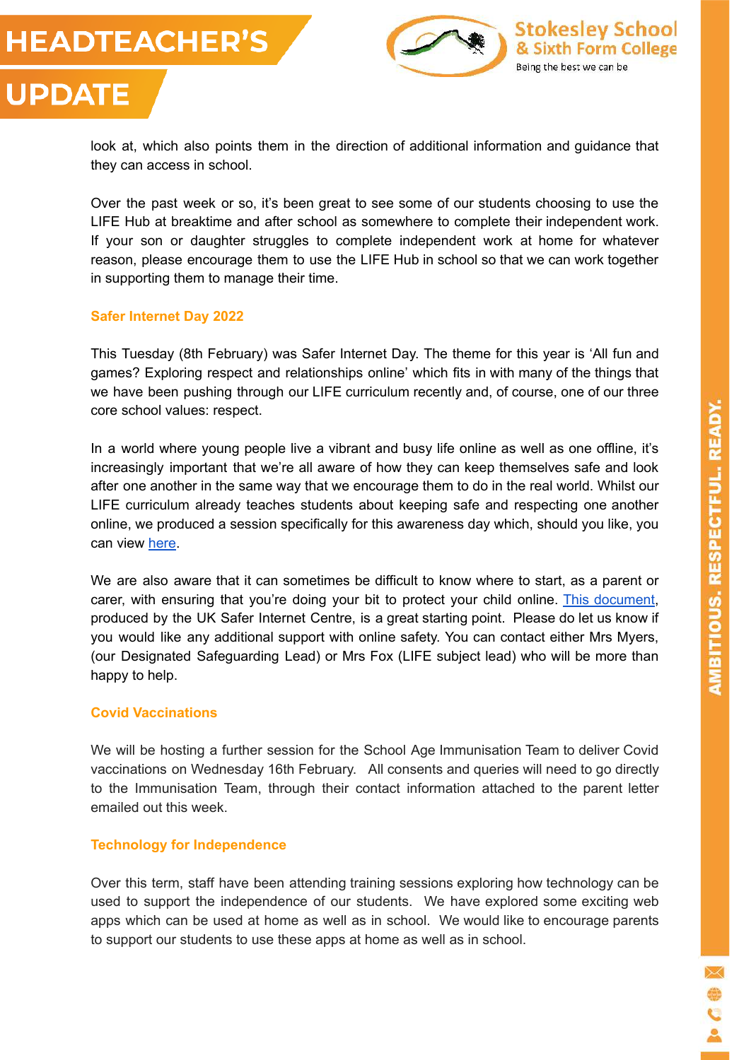look at, which also points them in the direction of additional information and guidance that they can access in school.

Over the past week or so, it's been great to see some of our students choosing to use the LIFE Hub at breaktime and after school as somewhere to complete their independent work. If your son or daughter struggles to complete independent work at home for whatever reason, please encourage them to use the LIFE Hub in school so that we can work together in supporting them to manage their time.

### Safer Internet Day 2022

This Tuesday (8th February) was Safer Internet Day. The theme for this year is 'All fun and games? Exploring respect and relationships online' which fits in with many of the things that we have been pushing through our LIFE curriculum recently and, of course, one of our three core school values: respect.

In a world where young people live a vibrant and busy life online as well as one offline, it's increasingly important that we're all aware of how they can keep themselves safe and look after one another in the same way that we encourage them to do in the real world. Whilst our LIFE curriculum already teaches students about keeping safe and respecting one another online, we produced a session specifically for this awareness day which, should you like, you can view here.

We are also aware that it can sometimes be difficult to know where to start, as a parent or carer, with ensuring that you're doing your bit to protect your child online. This document, produced by the UK Safer Internet Centre, is a great starting point. Please do let us know if you would like any additional support with online safety. You can contact either Mrs Myers, (our Designated Safeguarding Lead) or Mrs Fox (LIFE subject lead) who will be more than happy to help.

### Covid Vaccinations

We will be hosting a further session for the School Age Immunisation Team to deliver Covid vaccinations on Wednesday 16th February. All consents and queries will need to go directly to the Immunisation Team, through their contact information attached to the parent letter emailed out this week.

### Technology for Independence

Over this term, staff have been attending training sessions exploring how technology can be used to support the independence of our students. We have explored some exciting web apps which can be used at home as well as in school. We would like to encourage parents to support our students to use these apps at home as well as in school.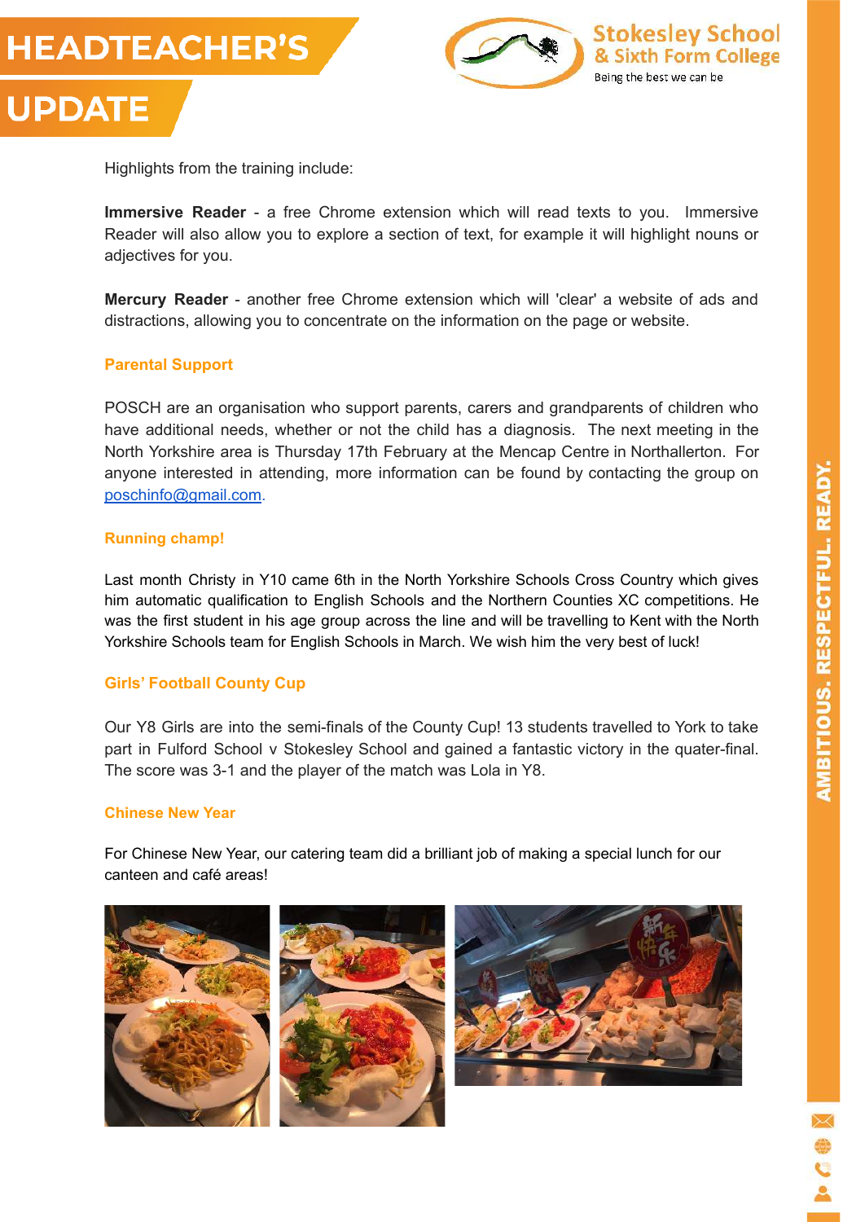Highlights from the training include:

**Immersive Reader** - a free Chrome extension which will read texts to you. Immersive Reader will also allow you to explore a section of text, for example it will highlight nouns or adjectives for you.

**Mercury Reader** - another free Chrome extension which will 'clear' a website of ads and distractions, allowing you to concentrate on the information on the page or website.

## Parental Support

POSCH are an organisation who support parents, carers and grandparents of children who have additional needs, whether or not the child has a diagnosis. The next meeting in the North Yorkshire area is Thursday 17th February at the Mencap Centre in Northallerton. For anyone interested in attending, more information can be found by contacting the group on poschinfo@gmail.com.

## Running champ!

Last month Christy in Y10 came 6th in the North Yorkshire Schools Cross Country which gives him automatic qualification to English Schools and the Northern Counties XC competitions. He was the first student in his age group across the line and will be travelling to Kent with the North Yorkshire Schools team for English Schools in March. We wish him the very best of luck!

## Girls' Football County Cup

Our Y8 Girls are into the semi-finals of the County Cup! 13 students travelled to York to take part in Fulford School v Stokesley School and gained a fantastic victory in the quater-final. The score was 3-1 and the player of the match was Lola in Y8.

## Chinese New Year

For Chinese New Year, our catering team did a brilliant job of making a special lunch for our canteen and café areas!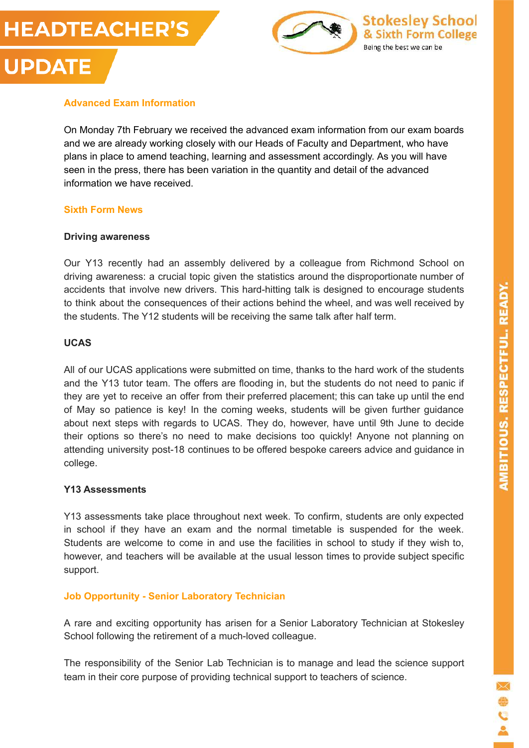# HEADTEACHER'S UPDATE

## Advanced Exam Information

On Monday 7th February we received the advanced exam information from our exam boards and we are already working closely with our Heads of Faculty and Department, who have plans in place to amend teaching, learning and assessment accordingly. As you will have seen in the press, there has been variation in the quantity and detail of the advanced information we have received.

## Sixth Form News

### Driving awareness

Our Y13 recently had an assembly delivered by a colleague from Richmond School on driving awareness: a crucial topic given the statistics around the disproportionate number of accidents that involve new drivers. This hard-hitting talk is designed to encourage students to think about the consequences of their actions behind the wheel, and was well received by the students. The Y12 students will be receiving the same talk after half term.

### UCAS

All of our UCAS applications were submitted on time, thanks to the hard work of the students and the Y13 tutor team. The offers are flooding in, but the students do not need to panic if they are yet to receive an offer from their preferred placement; this can take up until the end of May so patience is key! In the coming weeks, students will be given further guidance about next steps with regards to UCAS. They do, however, have until 9th June to decide their options so there's no need to make decisions too quickly! Anyone not planning on attending university post-18 continues to be offered bespoke careers advice and guidance in college.

### Y13 Assessments

Y13 assessments take place throughout next week. To confirm, students are only expected in school if they have an exam and the normal timetable is suspended for the week. Students are welcome to come in and use the facilities in school to study if they wish to, however, and teachers will be available at the usual lesson times to provide subject specific support.

## Job Opportunity - Senior Laboratory Technician

A rare and exciting opportunity has arisen for a Senior Laboratory Technician at Stokesley School following the retirement of a much-loved colleague.

The responsibility of the Senior Lab Technician is to manage and lead the science support team in their core purpose of providing technical support to teachers of science.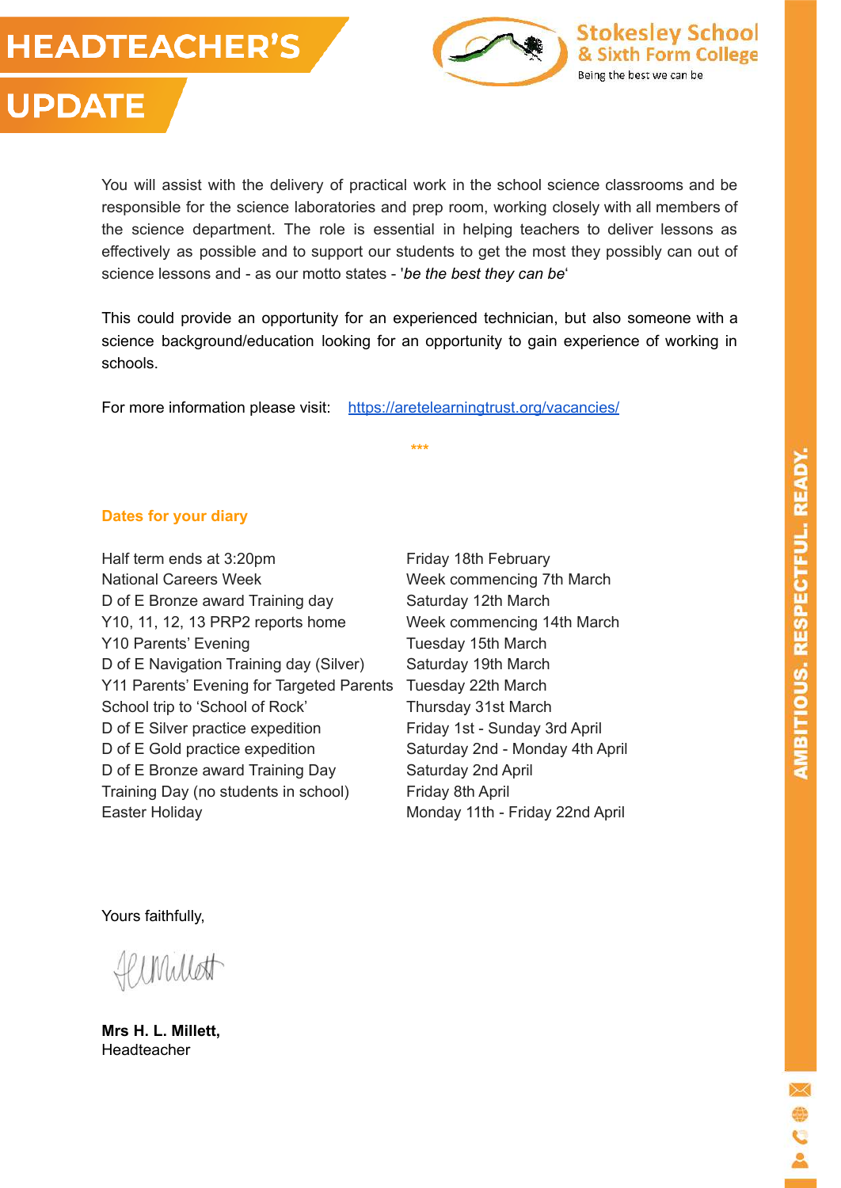You will assist with the delivery of practical work in the school science classrooms and be responsible for the science laboratories and prep room, working closely with all members of the science department. The role is essential in helping teachers to deliver lessons as effectively as possible and to support our students to get the most they possibly can out of science lessons and - as our motto states - '*be the best they can be*'

This could provide an opportunity for an experienced technician, but also someone with a science background/education looking for an opportunity to gain experience of working in schools.

For more information please visit: [https://aretelearningtrust.org/vacancies/](https://aretelearningtrust.org/vacancies/)

***

**Dates for your diary**

| | |
|---|---|
| Half term ends at 3:20pm | Friday 18th February |
| National Careers Week | Week commencing 7th March |
| D of E Bronze award Training day | Saturday 12th March |
| Y10, 11, 12, 13 PRP2 reports home | Week commencing 14th March |
| Y10 Parents' Evening | Tuesday 15th March |
| D of E Navigation Training day (Silver) | Saturday 19th March |
| Y11 Parents' Evening for Targeted Parents | Tuesday 22th March |
| School trip to 'School of Rock' | Thursday 31st March |
| D of E Silver practice expedition | Friday 1st - Sunday 3rd April |
| D of E Gold practice expedition | Saturday 2nd - Monday 4th April |
| D of E Bronze award Training Day | Saturday 2nd April |
| Training Day (no students in school) | Friday 8th April |
| Easter Holiday | Monday 11th - Friday 22nd April |

Yours faithfully,

**Mrs H. L. Millett,**
Headteacher